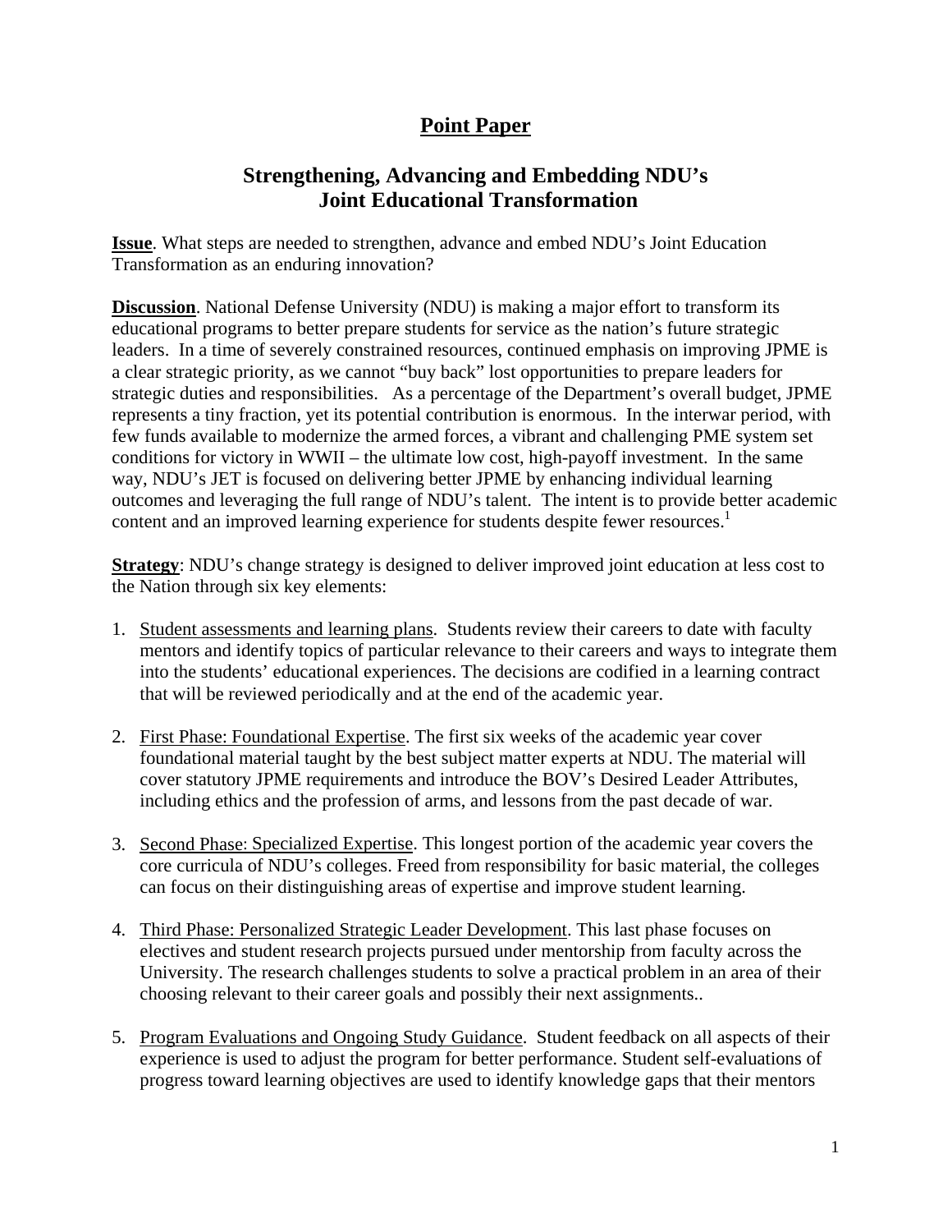# Point Paper

## Strengthening, Advancing and Embedding NDU's Joint Educational Transformation

**Issue**. What steps are needed to strengthen, advance and embed NDU's Joint Education Transformation as an enduring innovation?

**Discussion**. National Defense University (NDU) is making a major effort to transform its educational programs to better prepare students for service as the nation's future strategic leaders. In a time of severely constrained resources, continued emphasis on improving JPME is a clear strategic priority, as we cannot "buy back" lost opportunities to prepare leaders for strategic duties and responsibilities. As a percentage of the Department's overall budget, JPME represents a tiny fraction, yet its potential contribution is enormous. In the interwar period, with few funds available to modernize the armed forces, a vibrant and challenging PME system set conditions for victory in WWII – the ultimate low cost, high-payoff investment. In the same way, NDU's JET is focused on delivering better JPME by enhancing individual learning outcomes and leveraging the full range of NDU's talent. The intent is to provide better academic content and an improved learning experience for students despite fewer resources.[1]

**Strategy**: NDU's change strategy is designed to deliver improved joint education at less cost to the Nation through six key elements:

1. Student assessments and learning plans. Students review their careers to date with faculty mentors and identify topics of particular relevance to their careers and ways to integrate them into the students' educational experiences. The decisions are codified in a learning contract that will be reviewed periodically and at the end of the academic year.

2. First Phase: Foundational Expertise. The first six weeks of the academic year cover foundational material taught by the best subject matter experts at NDU. The material will cover statutory JPME requirements and introduce the BOV's Desired Leader Attributes, including ethics and the profession of arms, and lessons from the past decade of war.

3. Second Phase: Specialized Expertise. This longest portion of the academic year covers the core curricula of NDU's colleges. Freed from responsibility for basic material, the colleges can focus on their distinguishing areas of expertise and improve student learning.

4. Third Phase: Personalized Strategic Leader Development. This last phase focuses on electives and student research projects pursued under mentorship from faculty across the University. The research challenges students to solve a practical problem in an area of their choosing relevant to their career goals and possibly their next assignments..

5. Program Evaluations and Ongoing Study Guidance. Student feedback on all aspects of their experience is used to adjust the program for better performance. Student self-evaluations of progress toward learning objectives are used to identify knowledge gaps that their mentors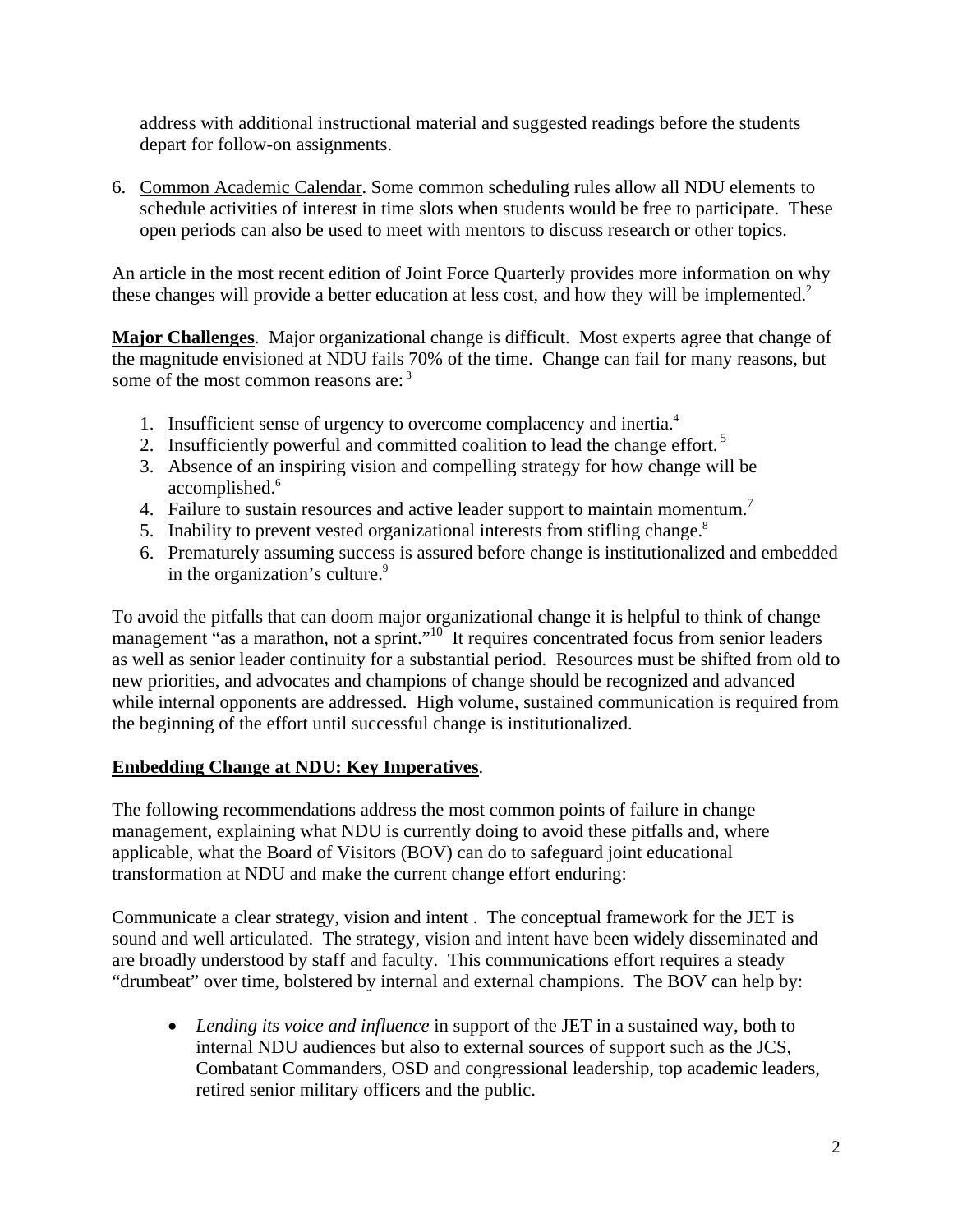address with additional instructional material and suggested readings before the students depart for follow-on assignments.

6. Common Academic Calendar. Some common scheduling rules allow all NDU elements to schedule activities of interest in time slots when students would be free to participate. These open periods can also be used to meet with mentors to discuss research or other topics.

An article in the most recent edition of Joint Force Quarterly provides more information on why these changes will provide a better education at less cost, and how they will be implemented.[2]

**Major Challenges**. Major organizational change is difficult. Most experts agree that change of the magnitude envisioned at NDU fails 70% of the time. Change can fail for many reasons, but some of the most common reasons are: [3]

1. Insufficient sense of urgency to overcome complacency and inertia.[4]
2. Insufficiently powerful and committed coalition to lead the change effort. [5]
3. Absence of an inspiring vision and compelling strategy for how change will be accomplished.[6]
4. Failure to sustain resources and active leader support to maintain momentum.[7]
5. Inability to prevent vested organizational interests from stifling change.[8]
6. Prematurely assuming success is assured before change is institutionalized and embedded in the organization's culture.[9]

To avoid the pitfalls that can doom major organizational change it is helpful to think of change management "as a marathon, not a sprint."[10] It requires concentrated focus from senior leaders as well as senior leader continuity for a substantial period. Resources must be shifted from old to new priorities, and advocates and champions of change should be recognized and advanced while internal opponents are addressed. High volume, sustained communication is required from the beginning of the effort until successful change is institutionalized.

**Embedding Change at NDU: Key Imperatives**.

The following recommendations address the most common points of failure in change management, explaining what NDU is currently doing to avoid these pitfalls and, where applicable, what the Board of Visitors (BOV) can do to safeguard joint educational transformation at NDU and make the current change effort enduring:

Communicate a clear strategy, vision and intent . The conceptual framework for the JET is sound and well articulated. The strategy, vision and intent have been widely disseminated and are broadly understood by staff and faculty. This communications effort requires a steady "drumbeat" over time, bolstered by internal and external champions. The BOV can help by:

- *Lending its voice and influence* in support of the JET in a sustained way, both to internal NDU audiences but also to external sources of support such as the JCS, Combatant Commanders, OSD and congressional leadership, top academic leaders, retired senior military officers and the public.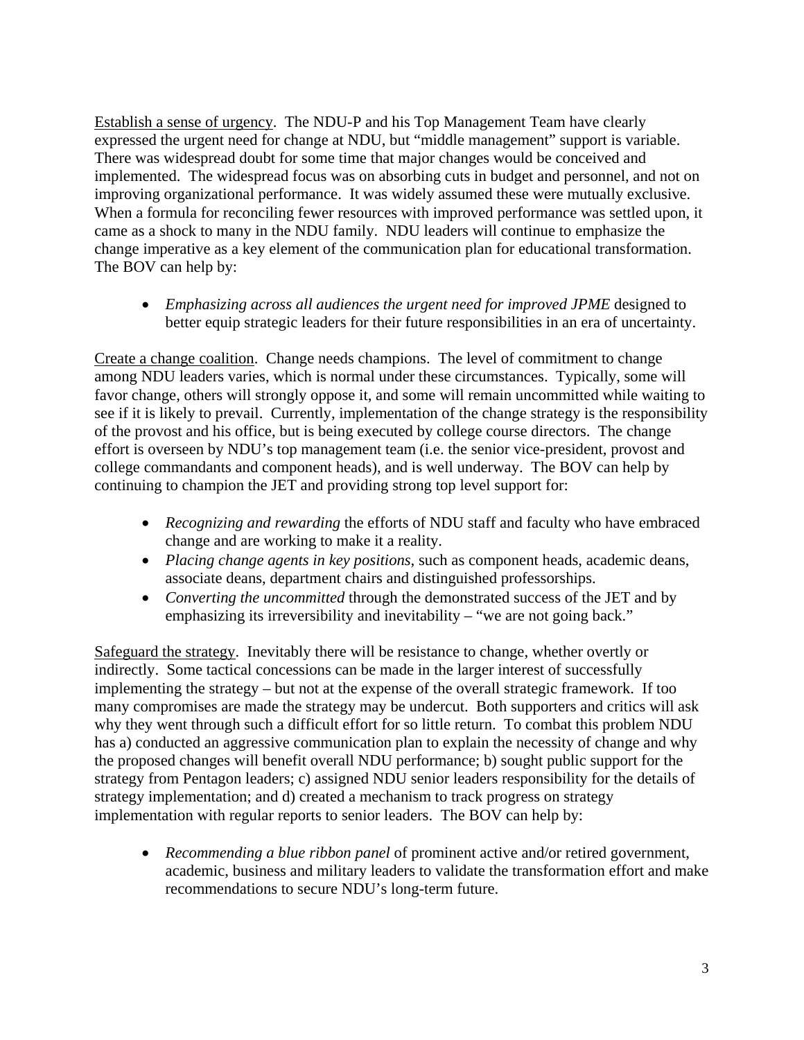<u>Establish a sense of urgency</u>. The NDU-P and his Top Management Team have clearly expressed the urgent need for change at NDU, but "middle management" support is variable. There was widespread doubt for some time that major changes would be conceived and implemented. The widespread focus was on absorbing cuts in budget and personnel, and not on improving organizational performance. It was widely assumed these were mutually exclusive. When a formula for reconciling fewer resources with improved performance was settled upon, it came as a shock to many in the NDU family. NDU leaders will continue to emphasize the change imperative as a key element of the communication plan for educational transformation. The BOV can help by:

- *Emphasizing across all audiences the urgent need for improved JPME* designed to better equip strategic leaders for their future responsibilities in an era of uncertainty.

<u>Create a change coalition</u>. Change needs champions. The level of commitment to change among NDU leaders varies, which is normal under these circumstances. Typically, some will favor change, others will strongly oppose it, and some will remain uncommitted while waiting to see if it is likely to prevail. Currently, implementation of the change strategy is the responsibility of the provost and his office, but is being executed by college course directors. The change effort is overseen by NDU's top management team (i.e. the senior vice-president, provost and college commandants and component heads), and is well underway. The BOV can help by continuing to champion the JET and providing strong top level support for:

- *Recognizing and rewarding* the efforts of NDU staff and faculty who have embraced change and are working to make it a reality.
- *Placing change agents in key positions*, such as component heads, academic deans, associate deans, department chairs and distinguished professorships.
- *Converting the uncommitted* through the demonstrated success of the JET and by emphasizing its irreversibility and inevitability – "we are not going back."

<u>Safeguard the strategy</u>. Inevitably there will be resistance to change, whether overtly or indirectly. Some tactical concessions can be made in the larger interest of successfully implementing the strategy – but not at the expense of the overall strategic framework. If too many compromises are made the strategy may be undercut. Both supporters and critics will ask why they went through such a difficult effort for so little return. To combat this problem NDU has a) conducted an aggressive communication plan to explain the necessity of change and why the proposed changes will benefit overall NDU performance; b) sought public support for the strategy from Pentagon leaders; c) assigned NDU senior leaders responsibility for the details of strategy implementation; and d) created a mechanism to track progress on strategy implementation with regular reports to senior leaders. The BOV can help by:

- *Recommending a blue ribbon panel* of prominent active and/or retired government, academic, business and military leaders to validate the transformation effort and make recommendations to secure NDU's long-term future.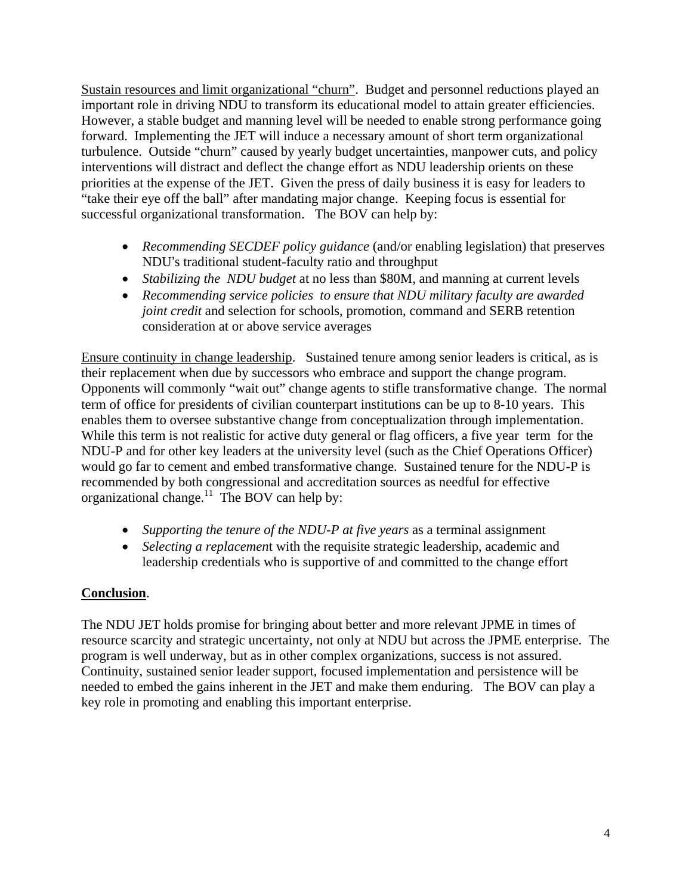Sustain resources and limit organizational "churn". Budget and personnel reductions played an important role in driving NDU to transform its educational model to attain greater efficiencies. However, a stable budget and manning level will be needed to enable strong performance going forward. Implementing the JET will induce a necessary amount of short term organizational turbulence. Outside "churn" caused by yearly budget uncertainties, manpower cuts, and policy interventions will distract and deflect the change effort as NDU leadership orients on these priorities at the expense of the JET. Given the press of daily business it is easy for leaders to "take their eye off the ball" after mandating major change. Keeping focus is essential for successful organizational transformation. The BOV can help by:

- *Recommending SECDEF policy guidance* (and/or enabling legislation) that preserves NDU's traditional student-faculty ratio and throughput
- *Stabilizing the NDU budget* at no less than $80M, and manning at current levels
- *Recommending service policies to ensure that NDU military faculty are awarded joint credit* and selection for schools, promotion, command and SERB retention consideration at or above service averages

Ensure continuity in change leadership. Sustained tenure among senior leaders is critical, as is their replacement when due by successors who embrace and support the change program. Opponents will commonly "wait out" change agents to stifle transformative change. The normal term of office for presidents of civilian counterpart institutions can be up to 8-10 years. This enables them to oversee substantive change from conceptualization through implementation. While this term is not realistic for active duty general or flag officers, a five year term for the NDU-P and for other key leaders at the university level (such as the Chief Operations Officer) would go far to cement and embed transformative change. Sustained tenure for the NDU-P is recommended by both congressional and accreditation sources as needful for effective organizational change.[11] The BOV can help by:

- *Supporting the tenure of the NDU-P at five years* as a terminal assignment
- *Selecting a replacemen*t with the requisite strategic leadership, academic and leadership credentials who is supportive of and committed to the change effort

**Conclusion**.

The NDU JET holds promise for bringing about better and more relevant JPME in times of resource scarcity and strategic uncertainty, not only at NDU but across the JPME enterprise. The program is well underway, but as in other complex organizations, success is not assured. Continuity, sustained senior leader support, focused implementation and persistence will be needed to embed the gains inherent in the JET and make them enduring. The BOV can play a key role in promoting and enabling this important enterprise.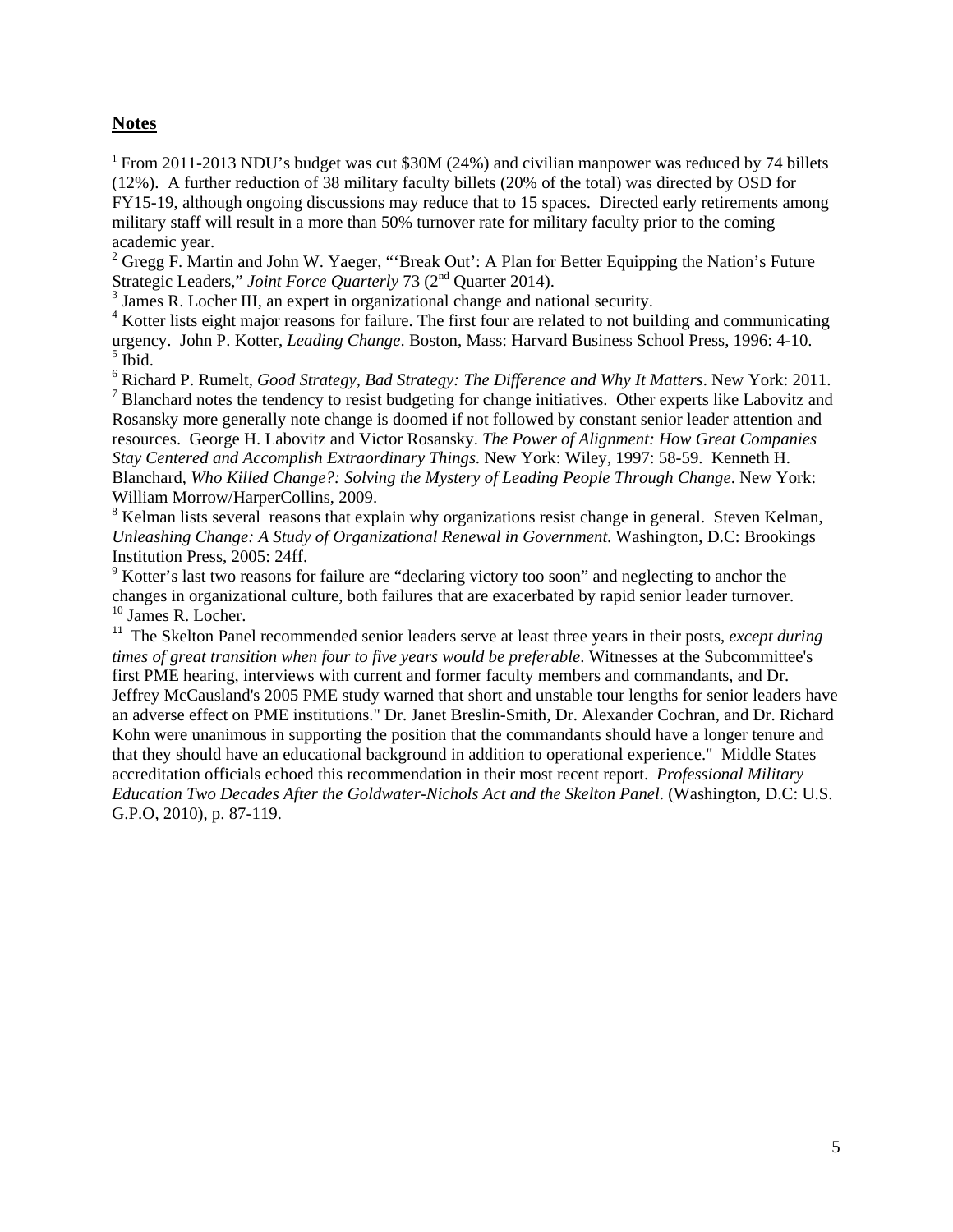## **Notes**

[1] From 2011-2013 NDU's budget was cut $30M (24%) and civilian manpower was reduced by 74 billets (12%). A further reduction of 38 military faculty billets (20% of the total) was directed by OSD for FY15-19, although ongoing discussions may reduce that to 15 spaces. Directed early retirements among military staff will result in a more than 50% turnover rate for military faculty prior to the coming academic year.

[2] Gregg F. Martin and John W. Yaeger, "'Break Out': A Plan for Better Equipping the Nation's Future Strategic Leaders," *Joint Force Quarterly* 73 (2nd Quarter 2014).

[3] James R. Locher III, an expert in organizational change and national security.

[4] Kotter lists eight major reasons for failure. The first four are related to not building and communicating urgency. John P. Kotter, *Leading Change*. Boston, Mass: Harvard Business School Press, 1996: 4-10.

[5] Ibid.

[6] Richard P. Rumelt, *Good Strategy, Bad Strategy: The Difference and Why It Matters*. New York: 2011.

[7] Blanchard notes the tendency to resist budgeting for change initiatives. Other experts like Labovitz and Rosansky more generally note change is doomed if not followed by constant senior leader attention and resources. George H. Labovitz and Victor Rosansky. *The Power of Alignment: How Great Companies Stay Centered and Accomplish Extraordinary Things*. New York: Wiley, 1997: 58-59. Kenneth H. Blanchard, *Who Killed Change?: Solving the Mystery of Leading People Through Change*. New York: William Morrow/HarperCollins, 2009.

[8] Kelman lists several reasons that explain why organizations resist change in general. Steven Kelman, *Unleashing Change: A Study of Organizational Renewal in Government*. Washington, D.C: Brookings Institution Press, 2005: 24ff.

[9] Kotter's last two reasons for failure are "declaring victory too soon" and neglecting to anchor the changes in organizational culture, both failures that are exacerbated by rapid senior leader turnover.

[10] James R. Locher.

[11] The Skelton Panel recommended senior leaders serve at least three years in their posts, *except during times of great transition when four to five years would be preferable*. Witnesses at the Subcommittee's first PME hearing, interviews with current and former faculty members and commandants, and Dr. Jeffrey McCausland's 2005 PME study warned that short and unstable tour lengths for senior leaders have an adverse effect on PME institutions." Dr. Janet Breslin-Smith, Dr. Alexander Cochran, and Dr. Richard Kohn were unanimous in supporting the position that the commandants should have a longer tenure and that they should have an educational background in addition to operational experience." Middle States accreditation officials echoed this recommendation in their most recent report. *Professional Military Education Two Decades After the Goldwater-Nichols Act and the Skelton Panel*. (Washington, D.C: U.S. G.P.O, 2010), p. 87-119.